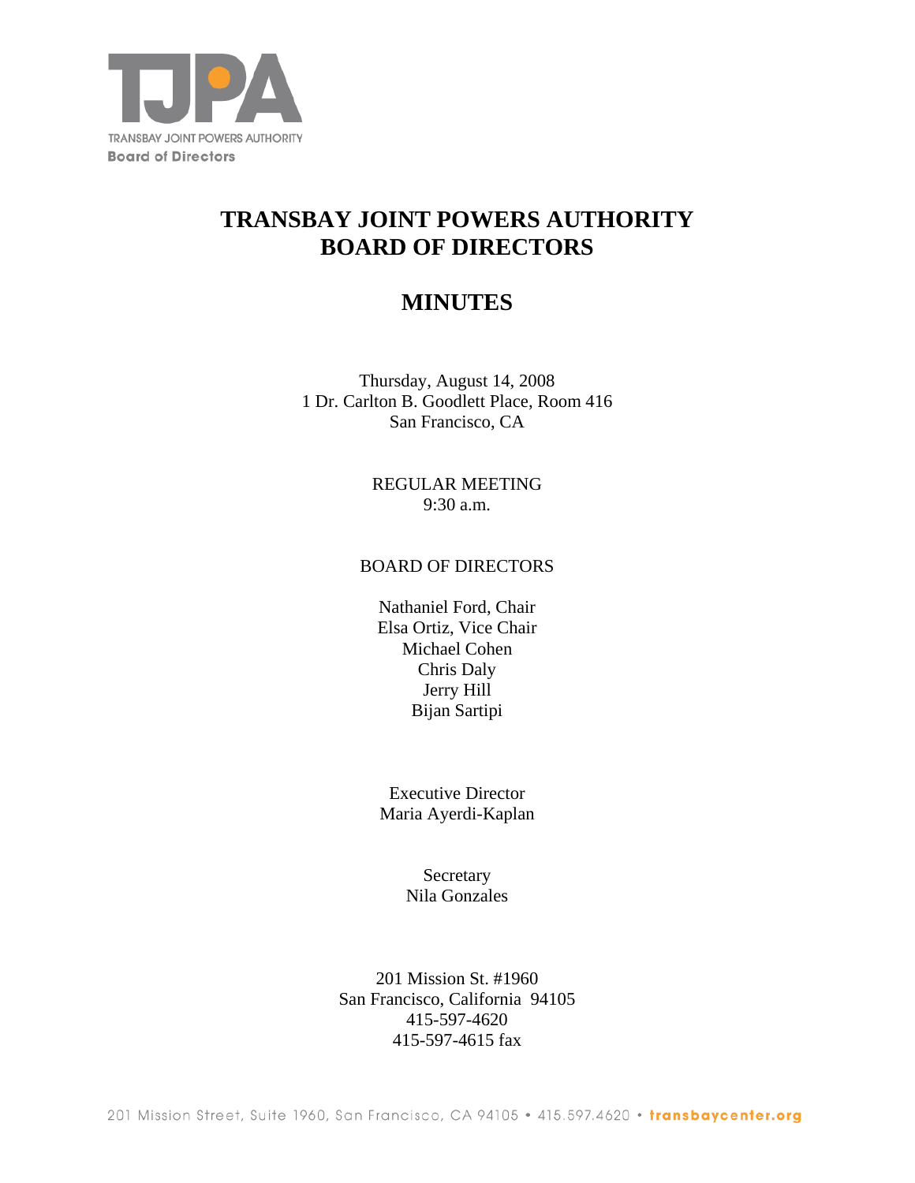TRANSBAY JOINT POWERS AUTHORITY
Board of Directors

# TRANSBAY JOINT POWERS AUTHORITY
# BOARD OF DIRECTORS

# MINUTES

Thursday, August 14, 2008
1 Dr. Carlton B. Goodlett Place, Room 416
San Francisco, CA

REGULAR MEETING
9:30 a.m.

BOARD OF DIRECTORS

Nathaniel Ford, Chair
Elsa Ortiz, Vice Chair
Michael Cohen
Chris Daly
Jerry Hill
Bijan Sartipi

Executive Director
Maria Ayerdi-Kaplan

Secretary
Nila Gonzales

201 Mission St. #1960
San Francisco, California 94105
415-597-4620
415-597-4615 fax

201 Mission Street, Suite 1960, San Francisco, CA 94105 • 415.597.4620 • transbaycenter.org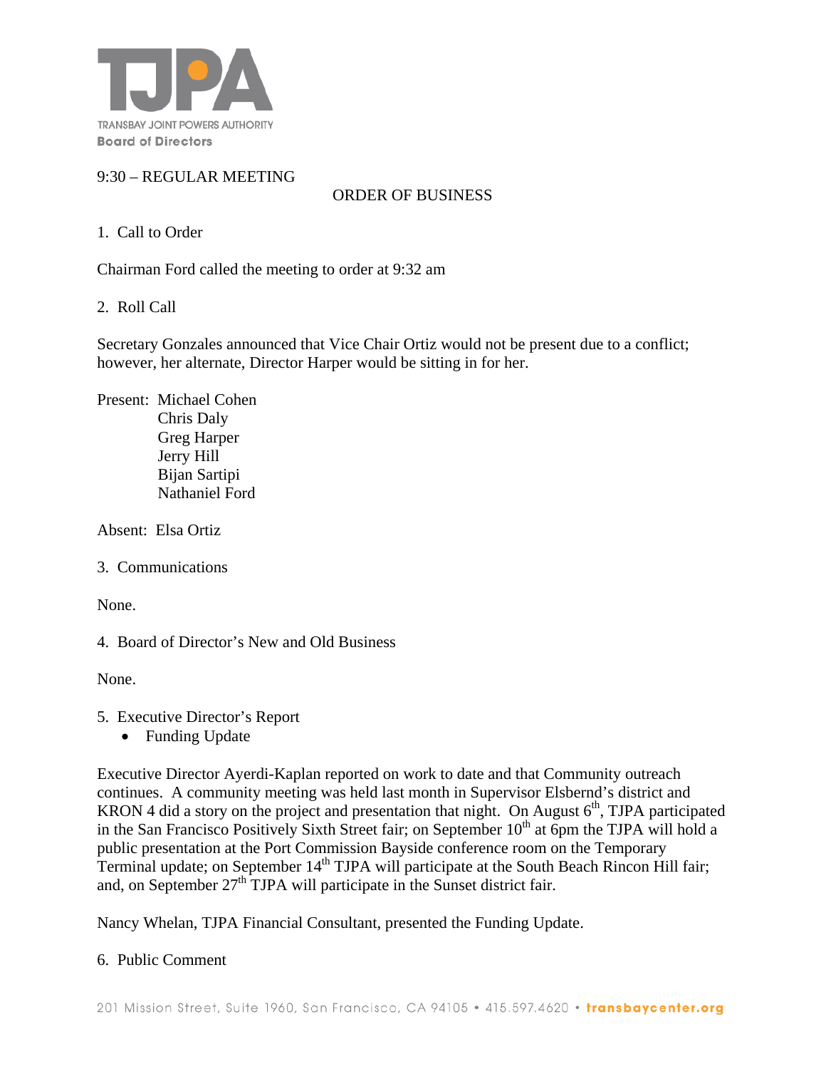TRANSBAY JOINT POWERS AUTHORITY
Board of Directors

9:30 – REGULAR MEETING

ORDER OF BUSINESS

1. Call to Order

Chairman Ford called the meeting to order at 9:32 am

2. Roll Call

Secretary Gonzales announced that Vice Chair Ortiz would not be present due to a conflict; however, her alternate, Director Harper would be sitting in for her.

Present: Michael Cohen
Chris Daly
Greg Harper
Jerry Hill
Bijan Sartipi
Nathaniel Ford

Absent: Elsa Ortiz

3. Communications

None.

4. Board of Director's New and Old Business

None.

5. Executive Director's Report
   - Funding Update

Executive Director Ayerdi-Kaplan reported on work to date and that Community outreach continues. A community meeting was held last month in Supervisor Elsbernd's district and KRON 4 did a story on the project and presentation that night. On August 6th, TJPA participated in the San Francisco Positively Sixth Street fair; on September 10th at 6pm the TJPA will hold a public presentation at the Port Commission Bayside conference room on the Temporary Terminal update; on September 14th TJPA will participate at the South Beach Rincon Hill fair; and, on September 27th TJPA will participate in the Sunset district fair.

Nancy Whelan, TJPA Financial Consultant, presented the Funding Update.

6. Public Comment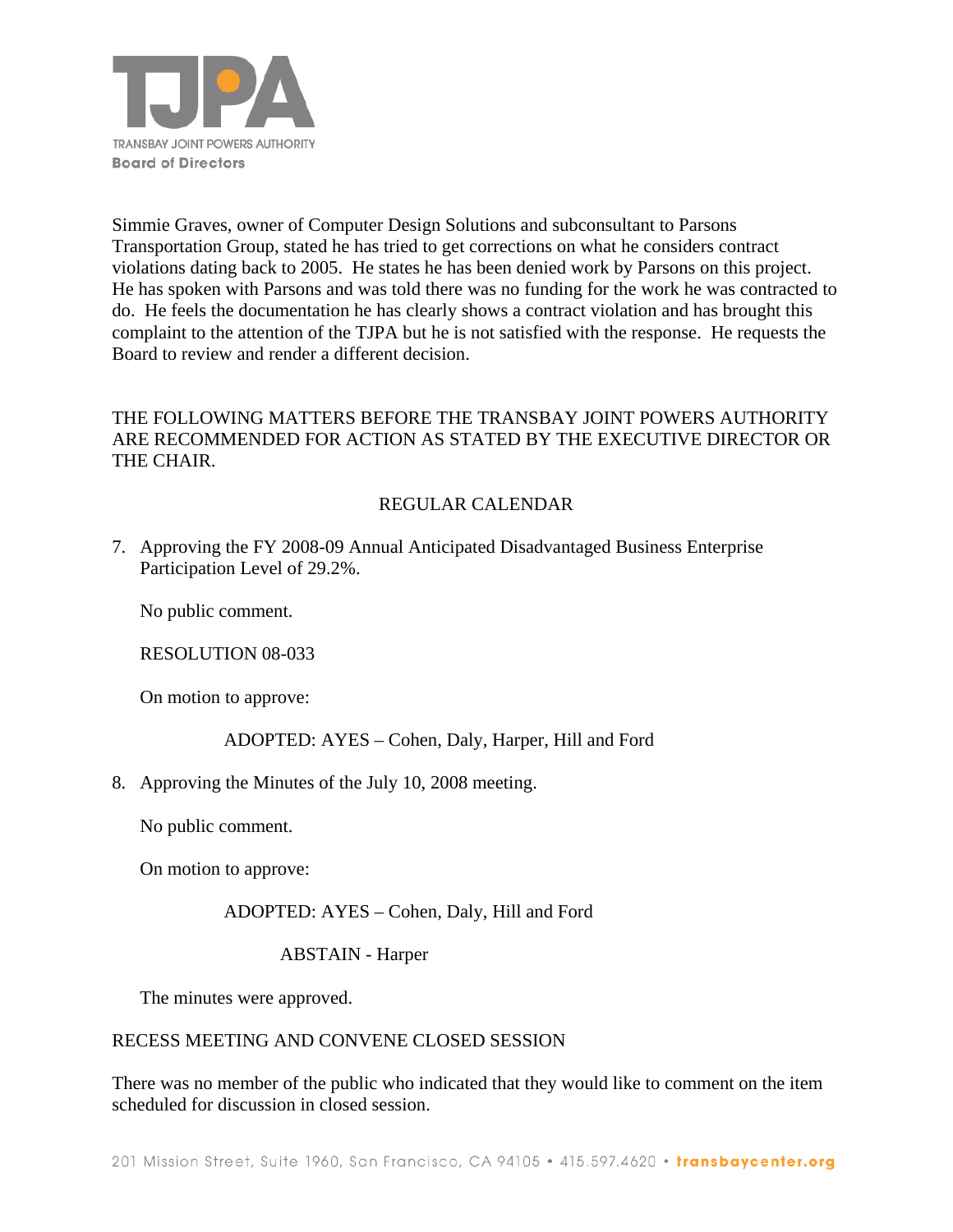Simmie Graves, owner of Computer Design Solutions and subconsultant to Parsons Transportation Group, stated he has tried to get corrections on what he considers contract violations dating back to 2005. He states he has been denied work by Parsons on this project. He has spoken with Parsons and was told there was no funding for the work he was contracted to do. He feels the documentation he has clearly shows a contract violation and has brought this complaint to the attention of the TJPA but he is not satisfied with the response. He requests the Board to review and render a different decision.

THE FOLLOWING MATTERS BEFORE THE TRANSBAY JOINT POWERS AUTHORITY ARE RECOMMENDED FOR ACTION AS STATED BY THE EXECUTIVE DIRECTOR OR THE CHAIR.

REGULAR CALENDAR

7. Approving the FY 2008-09 Annual Anticipated Disadvantaged Business Enterprise Participation Level of 29.2%.

   No public comment.

   RESOLUTION 08-033

   On motion to approve:

   ADOPTED: AYES – Cohen, Daly, Harper, Hill and Ford

8. Approving the Minutes of the July 10, 2008 meeting.

   No public comment.

   On motion to approve:

   ADOPTED: AYES – Cohen, Daly, Hill and Ford

   ABSTAIN - Harper

   The minutes were approved.

RECESS MEETING AND CONVENE CLOSED SESSION

There was no member of the public who indicated that they would like to comment on the item scheduled for discussion in closed session.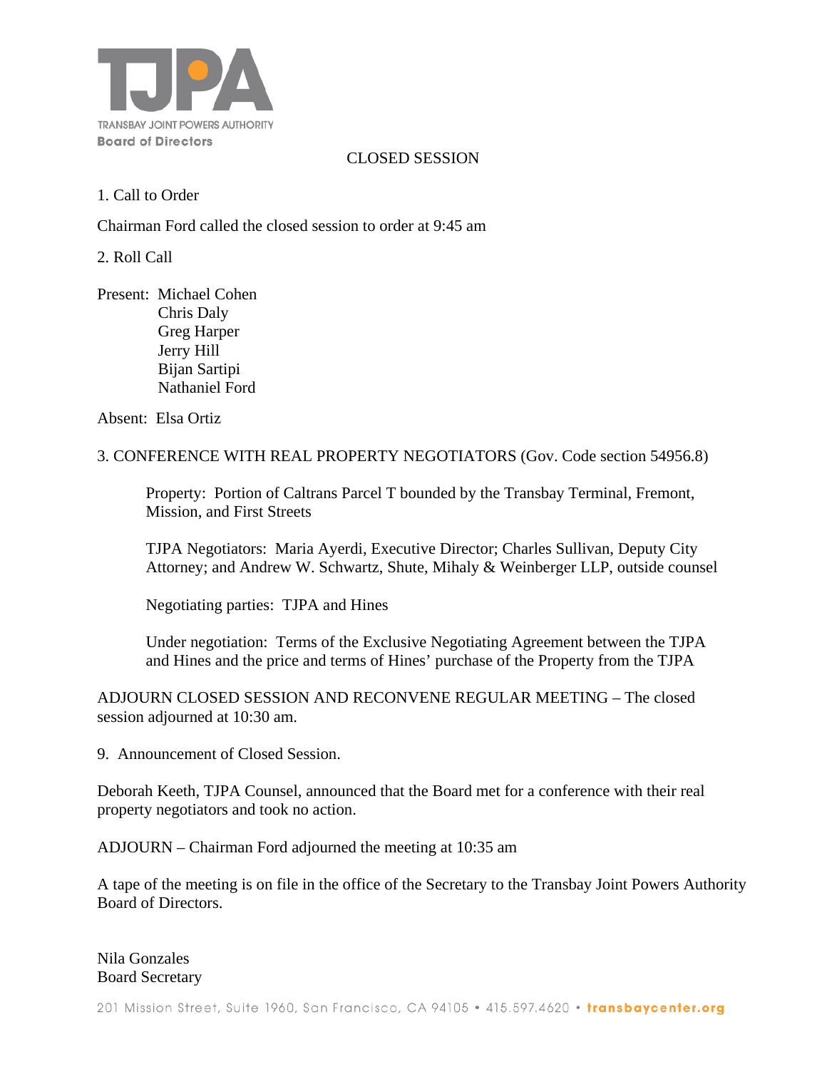TJPA

TRANSBAY JOINT POWERS AUTHORITY
**Board of Directors**

CLOSED SESSION

1. Call to Order

Chairman Ford called the closed session to order at 9:45 am

2. Roll Call

Present: Michael Cohen
Chris Daly
Greg Harper
Jerry Hill
Bijan Sartipi
Nathaniel Ford

Absent: Elsa Ortiz

3. CONFERENCE WITH REAL PROPERTY NEGOTIATORS (Gov. Code section 54956.8)

Property: Portion of Caltrans Parcel T bounded by the Transbay Terminal, Fremont, Mission, and First Streets

TJPA Negotiators: Maria Ayerdi, Executive Director; Charles Sullivan, Deputy City Attorney; and Andrew W. Schwartz, Shute, Mihaly & Weinberger LLP, outside counsel

Negotiating parties: TJPA and Hines

Under negotiation: Terms of the Exclusive Negotiating Agreement between the TJPA and Hines and the price and terms of Hines' purchase of the Property from the TJPA

ADJOURN CLOSED SESSION AND RECONVENE REGULAR MEETING – The closed session adjourned at 10:30 am.

9. Announcement of Closed Session.

Deborah Keeth, TJPA Counsel, announced that the Board met for a conference with their real property negotiators and took no action.

ADJOURN – Chairman Ford adjourned the meeting at 10:35 am

A tape of the meeting is on file in the office of the Secretary to the Transbay Joint Powers Authority Board of Directors.

Nila Gonzales
Board Secretary

201 Mission Street, Suite 1960, San Francisco, CA 94105 • 415.597.4620 • transbaycenter.org